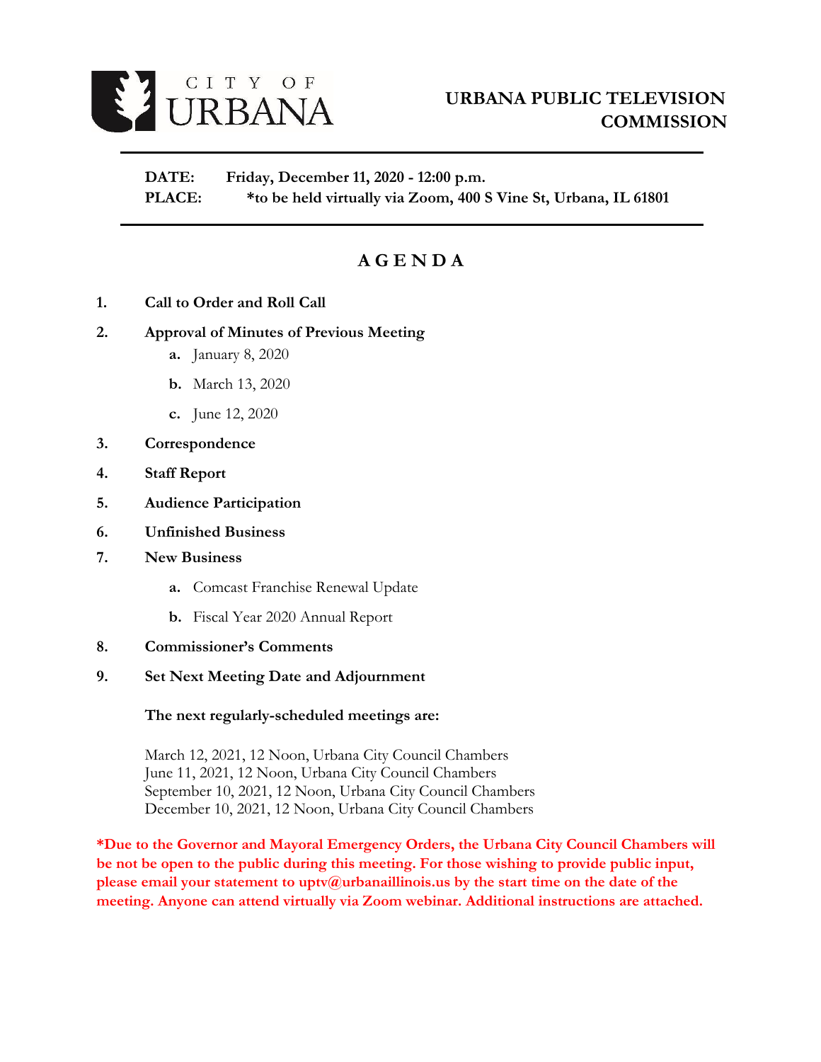CITY OF URBANA

# URBANA PUBLIC TELEVISION COMMISSION

**DATE:** **Friday, December 11, 2020 - 12:00 p.m.**
**PLACE:** **\*to be held virtually via Zoom, 400 S Vine St, Urbana, IL 61801**

## AGENDA

1. **Call to Order and Roll Call**
2. **Approval of Minutes of Previous Meeting**
   - **a.** January 8, 2020
   - **b.** March 13, 2020
   - **c.** June 12, 2020
3. **Correspondence**
4. **Staff Report**
5. **Audience Participation**
6. **Unfinished Business**
7. **New Business**
   - **a.** Comcast Franchise Renewal Update
   - **b.** Fiscal Year 2020 Annual Report
8. **Commissioner's Comments**
9. **Set Next Meeting Date and Adjournment**

**The next regularly-scheduled meetings are:**

March 12, 2021, 12 Noon, Urbana City Council Chambers
June 11, 2021, 12 Noon, Urbana City Council Chambers
September 10, 2021, 12 Noon, Urbana City Council Chambers
December 10, 2021, 12 Noon, Urbana City Council Chambers

**\*Due to the Governor and Mayoral Emergency Orders, the Urbana City Council Chambers will be not be open to the public during this meeting. For those wishing to provide public input, please email your statement to uptv@urbanaillinois.us by the start time on the date of the meeting. Anyone can attend virtually via Zoom webinar. Additional instructions are attached.**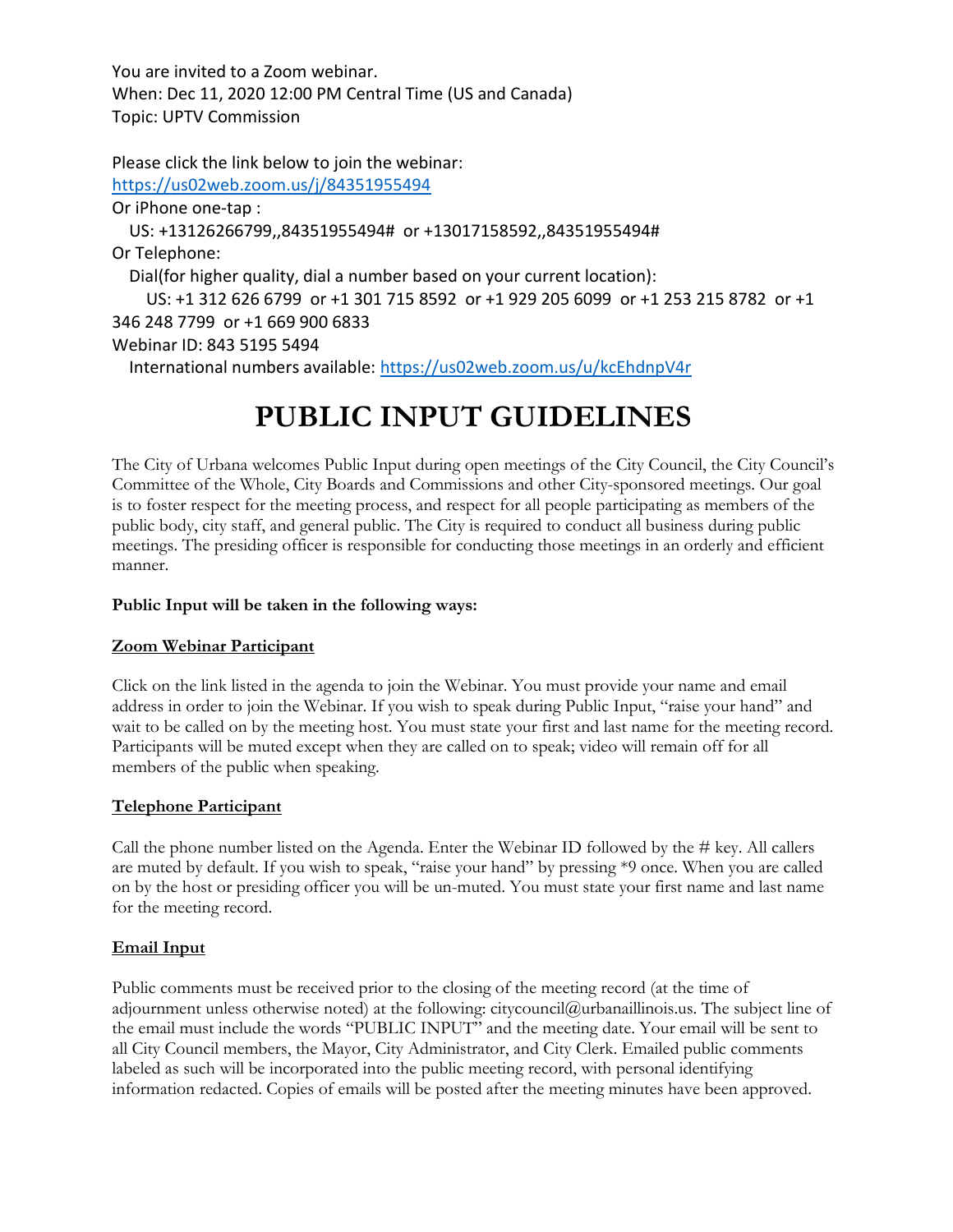You are invited to a Zoom webinar.
When: Dec 11, 2020 12:00 PM Central Time (US and Canada)
Topic: UPTV Commission

Please click the link below to join the webinar:
https://us02web.zoom.us/j/84351955494
Or iPhone one-tap :
US: +13126266799,,84351955494# or +13017158592,,84351955494#
Or Telephone:
Dial(for higher quality, dial a number based on your current location):
US: +1 312 626 6799 or +1 301 715 8592 or +1 929 205 6099 or +1 253 215 8782 or +1 346 248 7799 or +1 669 900 6833
Webinar ID: 843 5195 5494
International numbers available: https://us02web.zoom.us/u/kcEhdnpV4r

# PUBLIC INPUT GUIDELINES

The City of Urbana welcomes Public Input during open meetings of the City Council, the City Council's Committee of the Whole, City Boards and Commissions and other City-sponsored meetings. Our goal is to foster respect for the meeting process, and respect for all people participating as members of the public body, city staff, and general public. The City is required to conduct all business during public meetings. The presiding officer is responsible for conducting those meetings in an orderly and efficient manner.

**Public Input will be taken in the following ways:**

**Zoom Webinar Participant**

Click on the link listed in the agenda to join the Webinar. You must provide your name and email address in order to join the Webinar. If you wish to speak during Public Input, "raise your hand" and wait to be called on by the meeting host. You must state your first and last name for the meeting record. Participants will be muted except when they are called on to speak; video will remain off for all members of the public when speaking.

**Telephone Participant**

Call the phone number listed on the Agenda. Enter the Webinar ID followed by the # key. All callers are muted by default. If you wish to speak, "raise your hand" by pressing *9 once. When you are called on by the host or presiding officer you will be un-muted. You must state your first name and last name for the meeting record.

**Email Input**

Public comments must be received prior to the closing of the meeting record (at the time of adjournment unless otherwise noted) at the following: citycouncil@urbanaillinois.us. The subject line of the email must include the words "PUBLIC INPUT" and the meeting date. Your email will be sent to all City Council members, the Mayor, City Administrator, and City Clerk. Emailed public comments labeled as such will be incorporated into the public meeting record, with personal identifying information redacted. Copies of emails will be posted after the meeting minutes have been approved.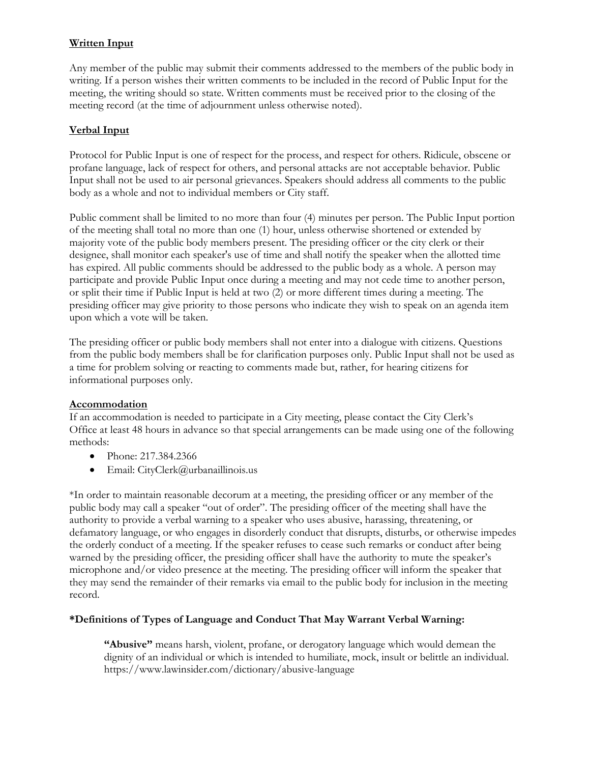**Written Input**

Any member of the public may submit their comments addressed to the members of the public body in writing. If a person wishes their written comments to be included in the record of Public Input for the meeting, the writing should so state. Written comments must be received prior to the closing of the meeting record (at the time of adjournment unless otherwise noted).

**Verbal Input**

Protocol for Public Input is one of respect for the process, and respect for others. Ridicule, obscene or profane language, lack of respect for others, and personal attacks are not acceptable behavior. Public Input shall not be used to air personal grievances. Speakers should address all comments to the public body as a whole and not to individual members or City staff.

Public comment shall be limited to no more than four (4) minutes per person. The Public Input portion of the meeting shall total no more than one (1) hour, unless otherwise shortened or extended by majority vote of the public body members present. The presiding officer or the city clerk or their designee, shall monitor each speaker's use of time and shall notify the speaker when the allotted time has expired. All public comments should be addressed to the public body as a whole. A person may participate and provide Public Input once during a meeting and may not cede time to another person, or split their time if Public Input is held at two (2) or more different times during a meeting. The presiding officer may give priority to those persons who indicate they wish to speak on an agenda item upon which a vote will be taken.

The presiding officer or public body members shall not enter into a dialogue with citizens. Questions from the public body members shall be for clarification purposes only. Public Input shall not be used as a time for problem solving or reacting to comments made but, rather, for hearing citizens for informational purposes only.

**Accommodation**

If an accommodation is needed to participate in a City meeting, please contact the City Clerk's Office at least 48 hours in advance so that special arrangements can be made using one of the following methods:

- Phone: 217.384.2366
- Email: CityClerk@urbanaillinois.us

*In order to maintain reasonable decorum at a meeting, the presiding officer or any member of the public body may call a speaker "out of order". The presiding officer of the meeting shall have the authority to provide a verbal warning to a speaker who uses abusive, harassing, threatening, or defamatory language, or who engages in disorderly conduct that disrupts, disturbs, or otherwise impedes the orderly conduct of a meeting. If the speaker refuses to cease such remarks or conduct after being warned by the presiding officer, the presiding officer shall have the authority to mute the speaker's microphone and/or video presence at the meeting. The presiding officer will inform the speaker that they may send the remainder of their remarks via email to the public body for inclusion in the meeting record.

**\*Definitions of Types of Language and Conduct That May Warrant Verbal Warning:**

> **"Abusive"** means harsh, violent, profane, or derogatory language which would demean the dignity of an individual or which is intended to humiliate, mock, insult or belittle an individual. https://www.lawinsider.com/dictionary/abusive-language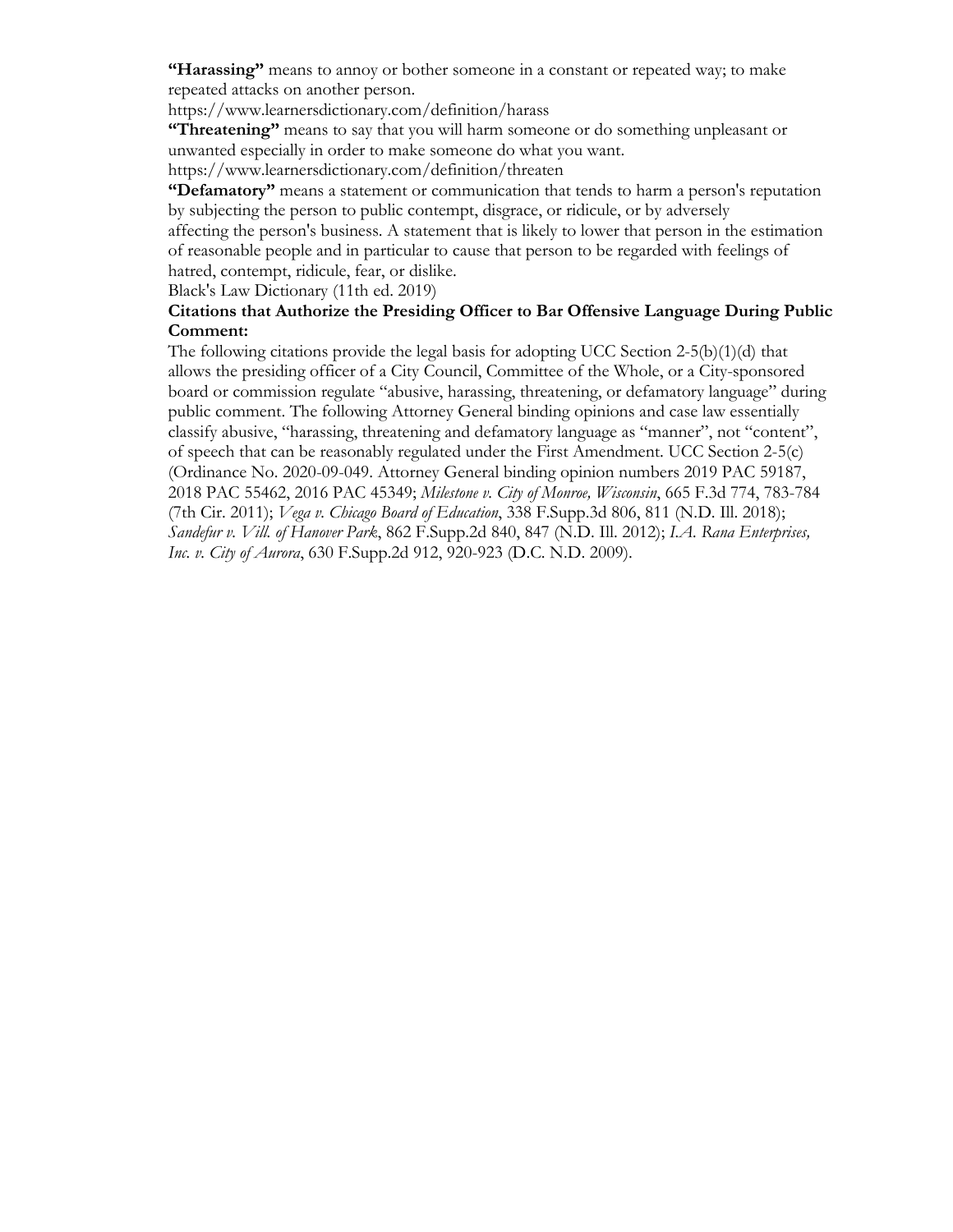**"Harassing"** means to annoy or bother someone in a constant or repeated way; to make repeated attacks on another person.
https://www.learnersdictionary.com/definition/harass

**"Threatening"** means to say that you will harm someone or do something unpleasant or unwanted especially in order to make someone do what you want.
https://www.learnersdictionary.com/definition/threaten

**"Defamatory"** means a statement or communication that tends to harm a person's reputation by subjecting the person to public contempt, disgrace, or ridicule, or by adversely affecting the person's business. A statement that is likely to lower that person in the estimation of reasonable people and in particular to cause that person to be regarded with feelings of hatred, contempt, ridicule, fear, or dislike.
Black's Law Dictionary (11th ed. 2019)

**Citations that Authorize the Presiding Officer to Bar Offensive Language During Public Comment:**

The following citations provide the legal basis for adopting UCC Section 2-5(b)(1)(d) that allows the presiding officer of a City Council, Committee of the Whole, or a City-sponsored board or commission regulate "abusive, harassing, threatening, or defamatory language" during public comment. The following Attorney General binding opinions and case law essentially classify abusive, "harassing, threatening and defamatory language as "manner", not "content", of speech that can be reasonably regulated under the First Amendment. UCC Section 2-5(c) (Ordinance No. 2020-09-049. Attorney General binding opinion numbers 2019 PAC 59187, 2018 PAC 55462, 2016 PAC 45349; *Milestone v. City of Monroe, Wisconsin*, 665 F.3d 774, 783-784 (7th Cir. 2011); *Vega v. Chicago Board of Education*, 338 F.Supp.3d 806, 811 (N.D. Ill. 2018); *Sandefur v. Vill. of Hanover Park*, 862 F.Supp.2d 840, 847 (N.D. Ill. 2012); *I.A. Rana Enterprises, Inc. v. City of Aurora*, 630 F.Supp.2d 912, 920-923 (D.C. N.D. 2009).